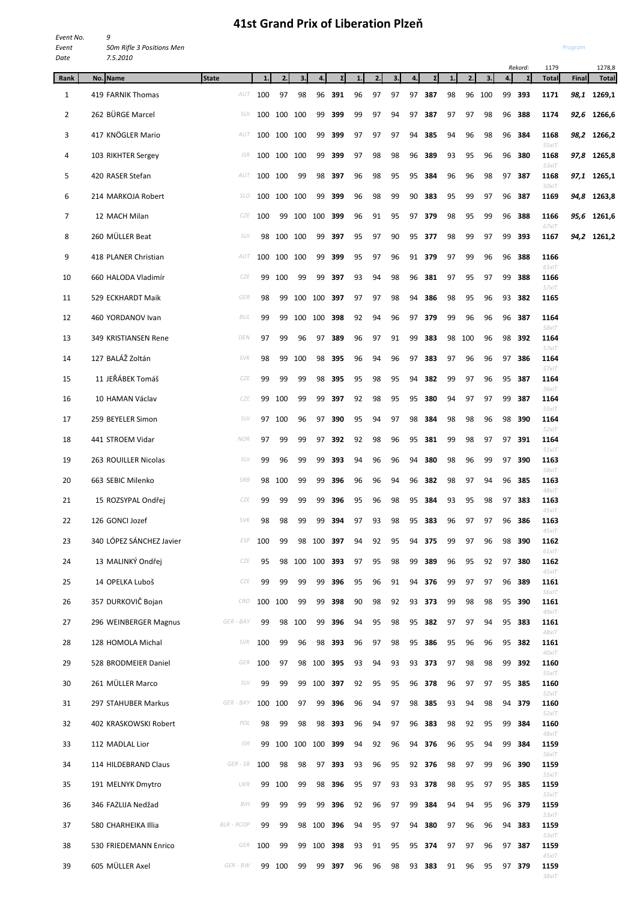# 41st Grand Prix of Liberation Plzeň

*Event No.* 9
*Event* 50m Rifle 3 Positions Men
*Date* 7.5.2010

*Program*

| Rank | No. | Name | State | 1. | 2. | 3. | 4. | Σ | 1. | 2. | 3. | 4. | Σ | 1. | 2. | 3. | 4. | Σ | Total | Final | Total |
|---|---|---|---|---|---|---|---|---|---|---|---|---|---|---|---|---|---|---|---|---|---|
| | | | | | | | | | | | | | | | | | | *Rekord:* | 1179 | | 1278,8 |
| 1 | 419 | FARNIK Thomas | AUT | 100 | 97 | 98 | 96 | **391** | 96 | 97 | 97 | 97 | **387** | 98 | 96 | 100 | 99 | **393** | **1171** | ***98,1*** | **1269,1** |
| 2 | 262 | BÜRGE Marcel | SUI | 100 | 100 | 100 | 99 | **399** | 99 | 97 | 94 | 97 | **387** | 97 | 97 | 98 | 96 | **388** | **1174** | ***92,6*** | **1266,6** |
| 3 | 417 | KNÖGLER Mario | AUT | 100 | 100 | 100 | 99 | **399** | 97 | 97 | 97 | 94 | **385** | 94 | 96 | 98 | 96 | **384** | **1168** *55xIT* | ***98,2*** | **1266,2** |
| 4 | 103 | RIKHTER Sergey | ISR | 100 | 100 | 100 | 99 | **399** | 97 | 98 | 98 | 96 | **389** | 93 | 95 | 96 | 96 | **380** | **1168** *53xIT* | ***97,8*** | **1265,8** |
| 5 | 420 | RASER Stefan | AUT | 100 | 100 | 99 | 98 | **397** | 96 | 98 | 95 | 95 | **384** | 96 | 96 | 98 | 97 | **387** | **1168** *50xIT* | ***97,1*** | **1265,1** |
| 6 | 214 | MARKOJA Robert | SLO | 100 | 100 | 100 | 99 | **399** | 96 | 98 | 99 | 90 | **383** | 95 | 99 | 97 | 96 | **387** | **1169** | ***94,8*** | **1263,8** |
| 7 | 12 | MACH Milan | CZE | 100 | 99 | 100 | 100 | **399** | 96 | 91 | 95 | 97 | **379** | 98 | 95 | 99 | 96 | **388** | **1166** *67xIT* | ***95,6*** | **1261,6** |
| 8 | 260 | MÜLLER Beat | SUI | 98 | 100 | 100 | 99 | **397** | 95 | 97 | 90 | 95 | **377** | 98 | 99 | 97 | 99 | **393** | **1167** | ***94,2*** | **1261,2** |
| 9 | 418 | PLANER Christian | AUT | 100 | 100 | 100 | 99 | **399** | 95 | 97 | 96 | 91 | **379** | 97 | 99 | 96 | 96 | **388** | **1166** *61xIT* | | |
| 10 | 660 | HALODA Vladimír | CZE | 99 | 100 | 99 | 99 | **397** | 93 | 94 | 98 | 96 | **381** | 97 | 95 | 97 | 99 | **388** | **1166** *57xIT* | | |
| 11 | 529 | ECKHARDT Maik | GER | 98 | 99 | 100 | 100 | **397** | 97 | 97 | 98 | 94 | **386** | 98 | 95 | 96 | 93 | **382** | **1165** | | |
| 12 | 460 | YORDANOV Ivan | BUL | 99 | 99 | 100 | 100 | **398** | 92 | 94 | 96 | 97 | **379** | 99 | 96 | 96 | 96 | **387** | **1164** *58xIT* | | |
| 13 | 349 | KRISTIANSEN Rene | DEN | 97 | 99 | 96 | 97 | **389** | 96 | 97 | 91 | 99 | **383** | 98 | 100 | 96 | 98 | **392** | **1164** *57xIT* | | |
| 14 | 127 | BALÁŽ Zoltán | SVK | 98 | 99 | 100 | 98 | **395** | 96 | 94 | 96 | 97 | **383** | 97 | 96 | 96 | 97 | **386** | **1164** *57xIT* | | |
| 15 | 11 | JEŘÁBEK Tomáš | CZE | 99 | 99 | 99 | 98 | **395** | 95 | 98 | 95 | 94 | **382** | 99 | 97 | 96 | 95 | **387** | **1164** *56xIT* | | |
| 16 | 10 | HAMAN Václav | CZE | 99 | 100 | 99 | 99 | **397** | 92 | 98 | 95 | 95 | **380** | 94 | 97 | 97 | 99 | **387** | **1164** *55xIT* | | |
| 17 | 259 | BEYELER Simon | SUI | 97 | 100 | 96 | 97 | **390** | 95 | 94 | 97 | 98 | **384** | 98 | 98 | 96 | 98 | **390** | **1164** *52xIT* | | |
| 18 | 441 | STROEM Vidar | NOR | 97 | 99 | 99 | 97 | **392** | 92 | 98 | 96 | 95 | **381** | 99 | 98 | 97 | 97 | **391** | **1164** *51xIT* | | |
| 19 | 263 | ROUILLER Nicolas | SUI | 99 | 96 | 99 | 99 | **393** | 94 | 96 | 96 | 94 | **380** | 98 | 96 | 99 | 97 | **390** | **1163** *58xIT* | | |
| 20 | 663 | SEBIC Milenko | SRB | 98 | 100 | 99 | 99 | **396** | 96 | 96 | 94 | 96 | **382** | 98 | 97 | 94 | 96 | **385** | **1163** *48xIT* | | |
| 21 | 15 | ROZSYPAL Ondřej | CZE | 99 | 99 | 99 | 99 | **396** | 95 | 96 | 98 | 95 | **384** | 93 | 95 | 98 | 97 | **383** | **1163** *45xIT* | | |
| 22 | 126 | GONCI Jozef | SVK | 98 | 98 | 99 | 99 | **394** | 97 | 93 | 98 | 95 | **383** | 96 | 97 | 97 | 96 | **386** | **1163** *45xIT* | | |
| 23 | 340 | LÓPEZ SÁNCHEZ Javier | ESP | 100 | 99 | 98 | 100 | **397** | 94 | 92 | 95 | 94 | **375** | 99 | 97 | 96 | 98 | **390** | **1162** *61xIT* | | |
| 24 | 13 | MALINKÝ Ondřej | CZE | 95 | 98 | 100 | 100 | **393** | 97 | 95 | 98 | 99 | **389** | 96 | 95 | 92 | 97 | **380** | **1162** *45xIT* | | |
| 25 | 14 | OPELKA Luboš | CZE | 99 | 99 | 99 | 99 | **396** | 95 | 96 | 91 | 94 | **376** | 99 | 97 | 97 | 96 | **389** | **1161** *56xIT* | | |
| 26 | 357 | DURKOVIČ Bojan | CRO | 100 | 100 | 99 | 99 | **398** | 90 | 98 | 92 | 93 | **373** | 99 | 98 | 98 | 95 | **390** | **1161** *49xIT* | | |
| 27 | 296 | WEINBERGER Magnus | GER - BAY | 99 | 98 | 100 | 99 | **396** | 94 | 95 | 98 | 95 | **382** | 97 | 97 | 94 | 95 | **383** | **1161** *48xIT* | | |
| 28 | 128 | HOMOLA Michal | SVK | 100 | 99 | 96 | 98 | **393** | 96 | 97 | 98 | 95 | **386** | 95 | 96 | 96 | 95 | **382** | **1161** *40xIT* | | |
| 29 | 528 | BRODMEIER Daniel | GER | 100 | 97 | 98 | 100 | **395** | 93 | 94 | 93 | 93 | **373** | 97 | 98 | 98 | 99 | **392** | **1160** *55xIT* | | |
| 30 | 261 | MÜLLER Marco | SUI | 99 | 99 | 99 | 100 | **397** | 92 | 95 | 95 | 96 | **378** | 96 | 97 | 97 | 95 | **385** | **1160** *52xIT* | | |
| 31 | 297 | STAHUBER Markus | GER - BAY | 100 | 100 | 97 | 99 | **396** | 96 | 94 | 97 | 98 | **385** | 93 | 94 | 98 | 94 | **379** | **1160** *52xIT* | | |
| 32 | 402 | KRASKOWSKI Robert | POL | 98 | 99 | 98 | 98 | **393** | 96 | 94 | 97 | 96 | **383** | 98 | 92 | 95 | 99 | **384** | **1160** *48xIT* | | |
| 33 | 112 | MADLAL Lior | ISR | 99 | 100 | 100 | 100 | **399** | 94 | 92 | 96 | 94 | **376** | 96 | 95 | 94 | 99 | **384** | **1159** *56xIT* | | |
| 34 | 114 | HILDEBRAND Claus | GER - SB | 100 | 98 | 98 | 97 | **393** | 93 | 96 | 95 | 92 | **376** | 98 | 97 | 99 | 96 | **390** | **1159** *55xIT* | | |
| 35 | 191 | MELNYK Dmytro | UKR | 99 | 100 | 99 | 98 | **396** | 95 | 97 | 93 | 93 | **378** | 98 | 95 | 97 | 95 | **385** | **1159** *55xIT* | | |
| 36 | 346 | FAZLIJA Nedžad | BIH | 99 | 99 | 99 | 99 | **396** | 92 | 96 | 97 | 99 | **384** | 94 | 94 | 95 | 96 | **379** | **1159** *53xIT* | | |
| 37 | 580 | CHARHEIKA Illia | BLR - RCOP | 99 | 99 | 98 | 100 | **396** | 94 | 95 | 97 | 94 | **380** | 97 | 96 | 96 | 94 | **383** | **1159** *53xIT* | | |
| 38 | 530 | FRIEDEMANN Enrico | GER | 100 | 99 | 99 | 100 | **398** | 93 | 91 | 95 | 95 | **374** | 97 | 97 | 96 | 97 | **387** | **1159** *45xIT* | | |
| 39 | 605 | MÜLLER Axel | GER - BW | 99 | 100 | 99 | 99 | **397** | 96 | 96 | 98 | 93 | **383** | 91 | 96 | 95 | 97 | **379** | **1159** *38xIT* | | |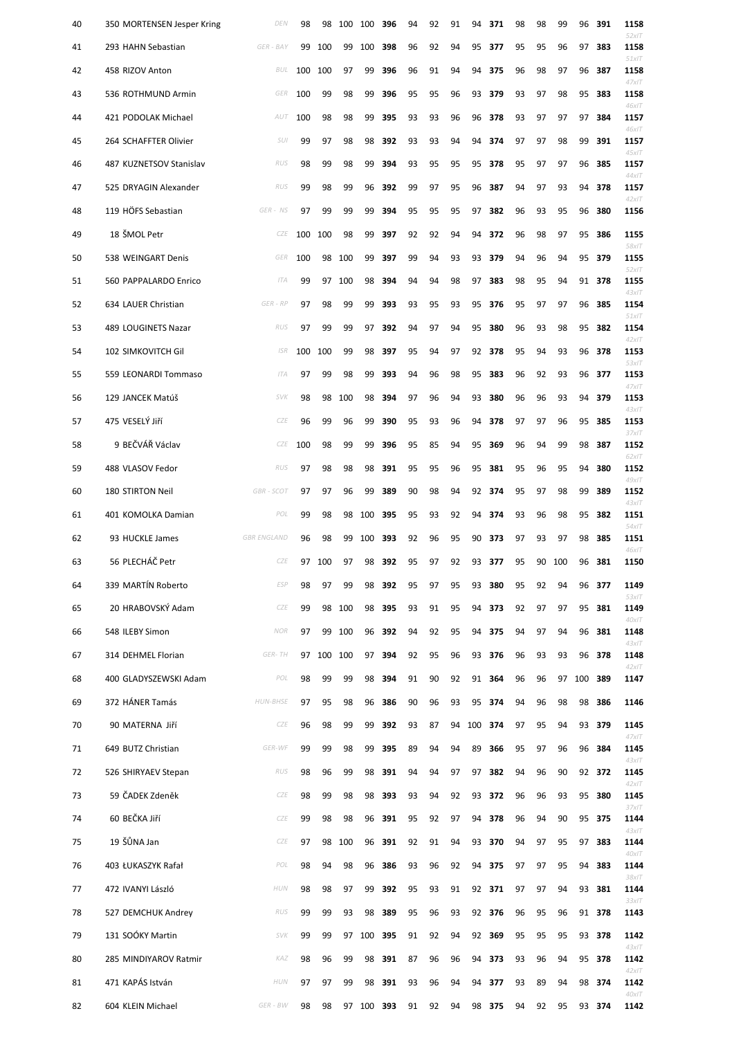| Rank | No. | Name | Nation | 1 | 2 | 3 | 4 | Kneeling | 1 | 2 | 3 | 4 | Prone | 1 | 2 | 3 | 4 | Standing | Total | xIT |
|---|---|---|---|---|---|---|---|---|---|---|---|---|---|---|---|---|---|---|---|---|
| 40 | 350 | MORTENSEN Jesper Kring | DEN | 98 | 98 | 100 | 100 | **396** | 94 | 92 | 91 | 94 | **371** | 98 | 98 | 99 | 96 | **391** | **1158** | 52xIT |
| 41 | 293 | HAHN Sebastian | GER - BAY | 99 | 100 | 99 | 100 | **398** | 96 | 92 | 94 | 95 | **377** | 95 | 95 | 96 | 97 | **383** | **1158** | 51xIT |
| 42 | 458 | RIZOV Anton | BUL | 100 | 100 | 97 | 99 | **396** | 96 | 91 | 94 | 94 | **375** | 96 | 98 | 97 | 96 | **387** | **1158** | 47xIT |
| 43 | 536 | ROTHMUND Armin | GER | 100 | 99 | 98 | 99 | **396** | 95 | 95 | 96 | 93 | **379** | 93 | 97 | 98 | 95 | **383** | **1158** | 46xIT |
| 44 | 421 | PODOLAK Michael | AUT | 100 | 98 | 98 | 99 | **395** | 93 | 93 | 96 | 96 | **378** | 93 | 97 | 97 | 97 | **384** | **1157** | 46xIT |
| 45 | 264 | SCHAFFTER Olivier | SUI | 99 | 97 | 98 | 98 | **392** | 93 | 93 | 94 | 94 | **374** | 97 | 97 | 98 | 99 | **391** | **1157** | 45xIT |
| 46 | 487 | KUZNETSOV Stanislav | RUS | 98 | 99 | 98 | 99 | **394** | 93 | 95 | 95 | 95 | **378** | 95 | 97 | 97 | 96 | **385** | **1157** | 44xIT |
| 47 | 525 | DRYAGIN Alexander | RUS | 99 | 98 | 99 | 96 | **392** | 99 | 97 | 95 | 96 | **387** | 94 | 97 | 93 | 94 | **378** | **1157** | 42xIT |
| 48 | 119 | HÖFS Sebastian | GER - NS | 97 | 99 | 99 | 99 | **394** | 95 | 95 | 95 | 97 | **382** | 96 | 93 | 95 | 96 | **380** | **1156** | |
| 49 | 18 | ŠMOL Petr | CZE | 100 | 100 | 98 | 99 | **397** | 92 | 92 | 94 | 94 | **372** | 96 | 98 | 97 | 95 | **386** | **1155** | 58xIT |
| 50 | 538 | WEINGART Denis | GER | 100 | 98 | 100 | 99 | **397** | 99 | 94 | 93 | 93 | **379** | 94 | 96 | 94 | 95 | **379** | **1155** | 52xIT |
| 51 | 560 | PAPPALARDO Enrico | ITA | 99 | 97 | 100 | 98 | **394** | 94 | 94 | 98 | 97 | **383** | 98 | 95 | 94 | 91 | **378** | **1155** | 43xIT |
| 52 | 634 | LAUER Christian | GER - RP | 97 | 98 | 99 | 99 | **393** | 93 | 95 | 93 | 95 | **376** | 95 | 97 | 97 | 96 | **385** | **1154** | 51xIT |
| 53 | 489 | LOUGINETS Nazar | RUS | 97 | 99 | 99 | 97 | **392** | 94 | 97 | 94 | 95 | **380** | 96 | 93 | 98 | 95 | **382** | **1154** | 42xIT |
| 54 | 102 | SIMKOVITCH Gil | ISR | 100 | 100 | 99 | 98 | **397** | 95 | 94 | 97 | 92 | **378** | 95 | 94 | 93 | 96 | **378** | **1153** | 53xIT |
| 55 | 559 | LEONARDI Tommaso | ITA | 97 | 99 | 98 | 99 | **393** | 94 | 96 | 98 | 95 | **383** | 96 | 92 | 93 | 96 | **377** | **1153** | 47xIT |
| 56 | 129 | JANCEK Matúš | SVK | 98 | 98 | 100 | 98 | **394** | 97 | 96 | 94 | 93 | **380** | 96 | 96 | 93 | 94 | **379** | **1153** | 43xIT |
| 57 | 475 | VESELÝ Jiří | CZE | 96 | 99 | 96 | 99 | **390** | 95 | 93 | 96 | 94 | **378** | 97 | 97 | 96 | 95 | **385** | **1153** | 37xIT |
| 58 | 9 | BEČVÁŘ Václav | CZE | 100 | 98 | 99 | 99 | **396** | 95 | 85 | 94 | 95 | **369** | 96 | 94 | 99 | 98 | **387** | **1152** | 62xIT |
| 59 | 488 | VLASOV Fedor | RUS | 97 | 98 | 98 | 98 | **391** | 95 | 95 | 96 | 95 | **381** | 95 | 96 | 95 | 94 | **380** | **1152** | 49xIT |
| 60 | 180 | STIRTON Neil | GBR - SCOT | 97 | 97 | 96 | 99 | **389** | 90 | 98 | 94 | 92 | **374** | 95 | 97 | 98 | 99 | **389** | **1152** | 43xIT |
| 61 | 401 | KOMOLKA Damian | POL | 99 | 98 | 98 | 100 | **395** | 95 | 93 | 92 | 94 | **374** | 93 | 96 | 98 | 95 | **382** | **1151** | 54xIT |
| 62 | 93 | HUCKLE James | GBR ENGLAND | 96 | 98 | 99 | 100 | **393** | 92 | 96 | 95 | 90 | **373** | 97 | 93 | 97 | 98 | **385** | **1151** | 46xIT |
| 63 | 56 | PLECHÁČ Petr | CZE | 97 | 100 | 97 | 98 | **392** | 95 | 97 | 92 | 93 | **377** | 95 | 90 | 100 | 96 | **381** | **1150** | |
| 64 | 339 | MARTÍN Roberto | ESP | 98 | 97 | 99 | 98 | **392** | 95 | 97 | 95 | 93 | **380** | 95 | 92 | 94 | 96 | **377** | **1149** | 53xIT |
| 65 | 20 | HRABOVSKÝ Adam | CZE | 99 | 98 | 100 | 98 | **395** | 93 | 91 | 95 | 94 | **373** | 92 | 97 | 97 | 95 | **381** | **1149** | 40xIT |
| 66 | 548 | ILEBY Simon | NOR | 97 | 99 | 100 | 96 | **392** | 94 | 92 | 95 | 94 | **375** | 94 | 97 | 94 | 96 | **381** | **1148** | 43xIT |
| 67 | 314 | DEHMEL Florian | GER- TH | 97 | 100 | 100 | 97 | **394** | 92 | 95 | 96 | 93 | **376** | 96 | 93 | 93 | 96 | **378** | **1148** | 42xIT |
| 68 | 400 | GLADYSZEWSKI Adam | POL | 98 | 99 | 99 | 98 | **394** | 91 | 90 | 92 | 91 | **364** | 96 | 96 | 97 | 100 | **389** | **1147** | |
| 69 | 372 | HÁNER Tamás | HUN-BHSE | 97 | 95 | 98 | 96 | **386** | 90 | 96 | 93 | 95 | **374** | 94 | 96 | 98 | 98 | **386** | **1146** | |
| 70 | 90 | MATERNA Jiří | CZE | 96 | 98 | 99 | 99 | **392** | 93 | 87 | 94 | 100 | **374** | 97 | 95 | 94 | 93 | **379** | **1145** | 47xIT |
| 71 | 649 | BUTZ Christian | GER-WF | 99 | 99 | 98 | 99 | **395** | 89 | 94 | 94 | 89 | **366** | 95 | 97 | 96 | 96 | **384** | **1145** | 43xIT |
| 72 | 526 | SHIRYAEV Stepan | RUS | 98 | 96 | 99 | 98 | **391** | 94 | 94 | 97 | 97 | **382** | 94 | 96 | 90 | 92 | **372** | **1145** | 42xIT |
| 73 | 59 | ČADEK Zdeněk | CZE | 98 | 99 | 98 | 98 | **393** | 93 | 94 | 92 | 93 | **372** | 96 | 96 | 93 | 95 | **380** | **1145** | 37xIT |
| 74 | 60 | BEČKA Jiří | CZE | 99 | 98 | 98 | 96 | **391** | 95 | 92 | 97 | 94 | **378** | 96 | 94 | 90 | 95 | **375** | **1144** | 43xIT |
| 75 | 19 | ŠŮNA Jan | CZE | 97 | 98 | 100 | 96 | **391** | 92 | 91 | 94 | 93 | **370** | 94 | 97 | 95 | 97 | **383** | **1144** | 40xIT |
| 76 | 403 | ŁUKASZYK Rafał | POL | 98 | 94 | 98 | 96 | **386** | 93 | 96 | 92 | 94 | **375** | 97 | 97 | 95 | 94 | **383** | **1144** | 38xIT |
| 77 | 472 | IVANYI László | HUN | 98 | 98 | 97 | 99 | **392** | 95 | 93 | 91 | 92 | **371** | 97 | 97 | 94 | 93 | **381** | **1144** | 33xIT |
| 78 | 527 | DEMCHUK Andrey | RUS | 99 | 99 | 93 | 98 | **389** | 95 | 96 | 93 | 92 | **376** | 96 | 95 | 96 | 91 | **378** | **1143** | |
| 79 | 131 | SOÓKY Martin | SVK | 99 | 99 | 97 | 100 | **395** | 91 | 92 | 94 | 92 | **369** | 95 | 95 | 95 | 93 | **378** | **1142** | 43xIT |
| 80 | 285 | MINDIYAROV Ratmir | KAZ | 98 | 96 | 99 | 98 | **391** | 87 | 96 | 96 | 94 | **373** | 93 | 96 | 94 | 95 | **378** | **1142** | 42xIT |
| 81 | 471 | KAPÁS István | HUN | 97 | 97 | 99 | 98 | **391** | 93 | 96 | 94 | 94 | **377** | 93 | 89 | 94 | 98 | **374** | **1142** | 40xIT |
| 82 | 604 | KLEIN Michael | GER - BW | 98 | 98 | 97 | 100 | **393** | 91 | 92 | 94 | 98 | **375** | 94 | 92 | 95 | 93 | **374** | **1142** | |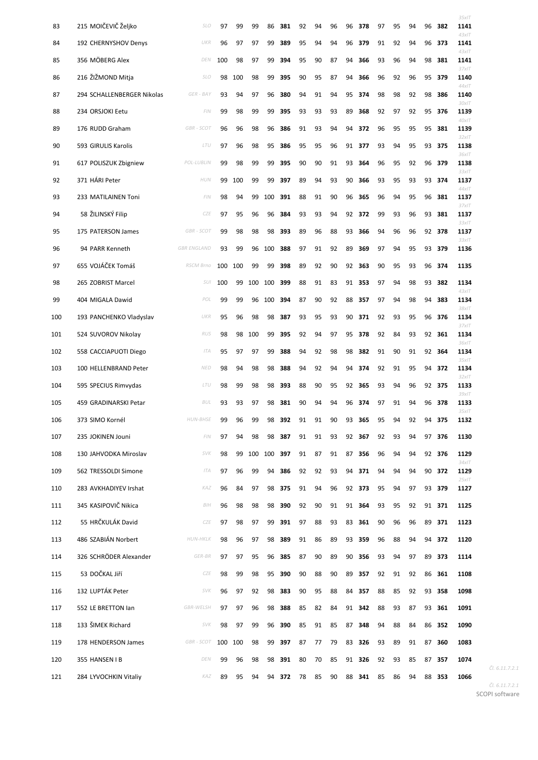| | | | | | | | | | | | | | | | | | | | |
|---|---|---|---|---|---|---|---|---|---|---|---|---|---|---|---|---|---|---|---|
| 83 | 215 MOIČEVIČ Željko | SLO | 97 | 99 | 99 | 86 | **381** | 92 | 94 | 96 | 96 | **378** | 97 | 95 | 94 | 96 | **382** | *35xIT* **1141** | |
| 84 | 192 CHERNYSHOV Denys | UKR | 96 | 97 | 97 | 99 | **389** | 95 | 94 | 94 | 96 | **379** | 91 | 92 | 94 | 96 | **373** | *43xIT* **1141** | |
| 85 | 356 MÖBERG Alex | DEN | 100 | 98 | 97 | 99 | **394** | 95 | 90 | 87 | 94 | **366** | 93 | 96 | 94 | 98 | **381** | *43xIT* **1141** | |
| 86 | 216 ŽIŽMOND Mitja | SLO | 98 | 100 | 98 | 99 | **395** | 90 | 95 | 87 | 94 | **366** | 96 | 92 | 96 | 95 | **379** | *37xIT* **1140** | |
| 87 | 294 SCHALLENBERGER Nikolas | GER - BAY | 93 | 94 | 97 | 96 | **380** | 94 | 91 | 94 | 95 | **374** | 98 | 98 | 92 | 98 | **386** | *44xIT* **1140** | |
| 88 | 234 ORSJOKI Eetu | FIN | 99 | 98 | 99 | 99 | **395** | 93 | 93 | 93 | 89 | **368** | 92 | 97 | 92 | 95 | **376** | *30xIT* **1139** | |
| 89 | 176 RUDD Graham | GBR - SCOT | 96 | 96 | 98 | 96 | **386** | 91 | 93 | 94 | 94 | **372** | 96 | 95 | 95 | 95 | **381** | *40xIT* **1139** | |
| 90 | 593 GIRULIS Karolis | LTU | 97 | 96 | 98 | 95 | **386** | 95 | 95 | 96 | 91 | **377** | 93 | 94 | 95 | 93 | **375** | *32xIT* **1138** | |
| 91 | 617 POLISZUK Zbigniew | POL-LUBLIN | 99 | 98 | 99 | 99 | **395** | 90 | 90 | 91 | 93 | **364** | 96 | 95 | 92 | 96 | **379** | *36xIT* **1138** | |
| 92 | 371 HÁRI Peter | HUN | 99 | 100 | 99 | 99 | **397** | 89 | 94 | 93 | 90 | **366** | 93 | 95 | 93 | 93 | **374** | *33xIT* **1137** | |
| 93 | 233 MATILAINEN Toni | FIN | 98 | 94 | 99 | 100 | **391** | 88 | 91 | 90 | 96 | **365** | 96 | 94 | 95 | 96 | **381** | *44xIT* **1137** | |
| 94 | 58 ŽILINSKÝ Filip | CZE | 97 | 95 | 96 | 96 | **384** | 93 | 93 | 94 | 92 | **372** | 99 | 93 | 96 | 93 | **381** | *37xIT* **1137** | |
| 95 | 175 PATERSON James | GBR - SCOT | 99 | 98 | 98 | 98 | **393** | 89 | 96 | 88 | 93 | **366** | 94 | 96 | 96 | 92 | **378** | *33xIT* **1137** | |
| 96 | 94 PARR Kenneth | GBR ENGLAND | 93 | 99 | 96 | 100 | **388** | 97 | 91 | 92 | 89 | **369** | 97 | 94 | 95 | 93 | **379** | *33xIT* **1136** | |
| 97 | 655 VOJÁČEK Tomáš | RSCM Brno | 100 | 100 | 99 | 99 | **398** | 89 | 92 | 90 | 92 | **363** | 90 | 95 | 93 | 96 | **374** | **1135** | |
| 98 | 265 ZOBRIST Marcel | SUI | 100 | 99 | 100 | 100 | **399** | 88 | 91 | 83 | 91 | **353** | 97 | 94 | 98 | 93 | **382** | **1134** | |
| 99 | 404 MIGALA Dawid | POL | 99 | 99 | 96 | 100 | **394** | 87 | 90 | 92 | 88 | **357** | 97 | 94 | 98 | 94 | **383** | *43xIT* **1134** | |
| 100 | 193 PANCHENKO Vladyslav | UKR | 95 | 96 | 98 | 98 | **387** | 93 | 95 | 93 | 90 | **371** | 92 | 93 | 95 | 96 | **376** | *38xIT* **1134** | |
| 101 | 524 SUVOROV Nikolay | RUS | 98 | 98 | 100 | 99 | **395** | 92 | 94 | 97 | 95 | **378** | 92 | 84 | 93 | 92 | **361** | *37xIT* **1134** | |
| 102 | 558 CACCIAPUOTI Diego | ITA | 95 | 97 | 97 | 99 | **388** | 94 | 92 | 98 | 98 | **382** | 91 | 90 | 91 | 92 | **364** | *36xIT* **1134** | |
| 103 | 100 HELLENBRAND Peter | NED | 98 | 94 | 98 | 98 | **388** | 94 | 92 | 94 | 94 | **374** | 92 | 91 | 95 | 94 | **372** | *35xIT* **1134** | |
| 104 | 595 SPECIUS Rimvydas | LTU | 98 | 99 | 98 | 98 | **393** | 88 | 90 | 95 | 92 | **365** | 93 | 94 | 96 | 92 | **375** | *32xIT* **1133** | |
| 105 | 459 GRADINARSKI Petar | BUL | 93 | 93 | 97 | 98 | **381** | 90 | 94 | 94 | 96 | **374** | 97 | 91 | 94 | 96 | **378** | *39xIT* **1133** | |
| 106 | 373 SIMO Kornél | HUN-BHSE | 99 | 96 | 99 | 98 | **392** | 91 | 91 | 90 | 93 | **365** | 95 | 94 | 92 | 94 | **375** | *35xIT* **1132** | |
| 107 | 235 JOKINEN Jouni | FIN | 97 | 94 | 98 | 98 | **387** | 91 | 91 | 93 | 92 | **367** | 92 | 93 | 94 | 97 | **376** | **1130** | |
| 108 | 130 JAHVODKA Miroslav | SVK | 98 | 99 | 100 | 100 | **397** | 91 | 87 | 91 | 87 | **356** | 96 | 94 | 94 | 92 | **376** | **1129** | |
| 109 | 562 TRESSOLDI Simone | ITA | 97 | 96 | 99 | 94 | **386** | 92 | 92 | 93 | 94 | **371** | 94 | 94 | 94 | 90 | **372** | *34xIT* **1129** | |
| 110 | 283 AVKHADIYEV Irshat | KAZ | 96 | 84 | 97 | 98 | **375** | 91 | 94 | 96 | 92 | **373** | 95 | 94 | 97 | 93 | **379** | *25xIT* **1127** | |
| 111 | 345 KASIPOVIČ Nikica | BIH | 96 | 98 | 98 | 98 | **390** | 92 | 90 | 91 | 91 | **364** | 93 | 95 | 92 | 91 | **371** | **1125** | |
| 112 | 55 HRČKULÁK David | CZE | 97 | 98 | 97 | 99 | **391** | 97 | 88 | 93 | 83 | **361** | 90 | 96 | 96 | 89 | **371** | **1123** | |
| 113 | 486 SZABIÁN Norbert | HUN-HKLK | 98 | 96 | 97 | 98 | **389** | 91 | 86 | 89 | 93 | **359** | 96 | 88 | 94 | 94 | **372** | **1120** | |
| 114 | 326 SCHRÖDER Alexander | GER-BR | 97 | 97 | 95 | 96 | **385** | 87 | 90 | 89 | 90 | **356** | 93 | 94 | 97 | 89 | **373** | **1114** | |
| 115 | 53 DOČKAL Jiří | CZE | 98 | 99 | 98 | 95 | **390** | 90 | 88 | 90 | 89 | **357** | 92 | 91 | 92 | 86 | **361** | **1108** | |
| 116 | 132 LUPTÁK Peter | SVK | 96 | 97 | 92 | 98 | **383** | 90 | 95 | 88 | 84 | **357** | 88 | 85 | 92 | 93 | **358** | **1098** | |
| 117 | 552 LE BRETTON Ian | GBR-WELSH | 97 | 97 | 96 | 98 | **388** | 85 | 82 | 84 | 91 | **342** | 88 | 93 | 87 | 93 | **361** | **1091** | |
| 118 | 133 ŠIMEK Richard | SVK | 98 | 97 | 99 | 96 | **390** | 85 | 91 | 85 | 87 | **348** | 94 | 88 | 84 | 86 | **352** | **1090** | |
| 119 | 178 HENDERSON James | GBR - SCOT | 100 | 100 | 98 | 99 | **397** | 87 | 77 | 79 | 83 | **326** | 93 | 89 | 91 | 87 | **360** | **1083** | |
| 120 | 355 HANSEN I B | DEN | 99 | 96 | 98 | 98 | **391** | 80 | 70 | 85 | 91 | **326** | 92 | 93 | 85 | 87 | **357** | **1074** | *Čl. 6.11.7.2.1* |
| 121 | 284 LYVOCHKIN Vitaliy | KAZ | 89 | 95 | 94 | 94 | **372** | 78 | 85 | 90 | 88 | **341** | 85 | 86 | 94 | 88 | **353** | **1066** | *Čl. 6.11.7.2.1* |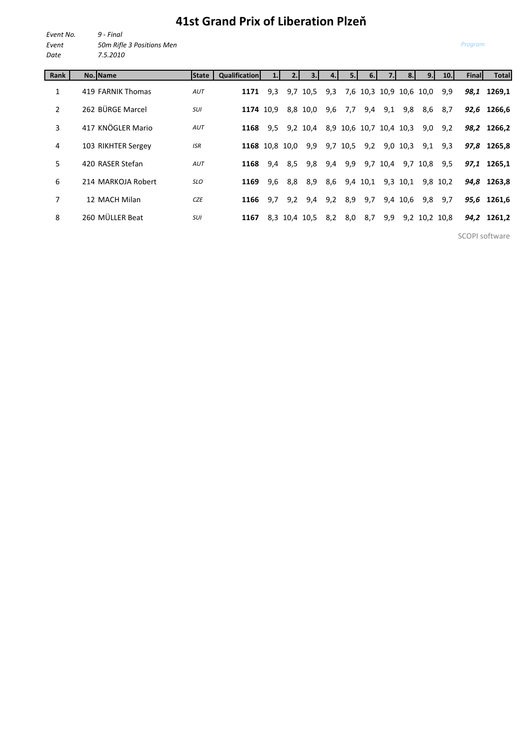# 41st Grand Prix of Liberation Plzeň

*Event No.* *9 - Final*
*Event* *50m Rifle 3 Positions Men*
*Date* *7.5.2010*

*Program*

| Rank | No. | Name | State | Qualification | 1. | 2. | 3. | 4. | 5. | 6. | 7. | 8. | 9. | 10. | Final | Total |
|---|---|---|---|---|---|---|---|---|---|---|---|---|---|---|---|---|
| 1 | 419 | FARNIK Thomas | *AUT* | **1171** | 9,3 | 9,7 | 10,5 | 9,3 | 7,6 | 10,3 | 10,9 | 10,6 | 10,0 | 9,9 | ***98,1*** | **1269,1** |
| 2 | 262 | BÜRGE Marcel | *SUI* | **1174** | 10,9 | 8,8 | 10,0 | 9,6 | 7,7 | 9,4 | 9,1 | 9,8 | 8,6 | 8,7 | ***92,6*** | **1266,6** |
| 3 | 417 | KNÖGLER Mario | *AUT* | **1168** | 9,5 | 9,2 | 10,4 | 8,9 | 10,6 | 10,7 | 10,4 | 10,3 | 9,0 | 9,2 | ***98,2*** | **1266,2** |
| 4 | 103 | RIKHTER Sergey | *ISR* | **1168** | 10,8 | 10,0 | 9,9 | 9,7 | 10,5 | 9,2 | 9,0 | 10,3 | 9,1 | 9,3 | ***97,8*** | **1265,8** |
| 5 | 420 | RASER Stefan | *AUT* | **1168** | 9,4 | 8,5 | 9,8 | 9,4 | 9,9 | 9,7 | 10,4 | 9,7 | 10,8 | 9,5 | ***97,1*** | **1265,1** |
| 6 | 214 | MARKOJA Robert | *SLO* | **1169** | 9,6 | 8,8 | 8,9 | 8,6 | 9,4 | 10,1 | 9,3 | 10,1 | 9,8 | 10,2 | ***94,8*** | **1263,8** |
| 7 | 12 | MACH Milan | *CZE* | **1166** | 9,7 | 9,2 | 9,4 | 9,2 | 8,9 | 9,7 | 9,4 | 10,6 | 9,8 | 9,7 | ***95,6*** | **1261,6** |
| 8 | 260 | MÜLLER Beat | *SUI* | **1167** | 8,3 | 10,4 | 10,5 | 8,2 | 8,0 | 8,7 | 9,9 | 9,2 | 10,2 | 10,8 | ***94,2*** | **1261,2** |

SCOPI software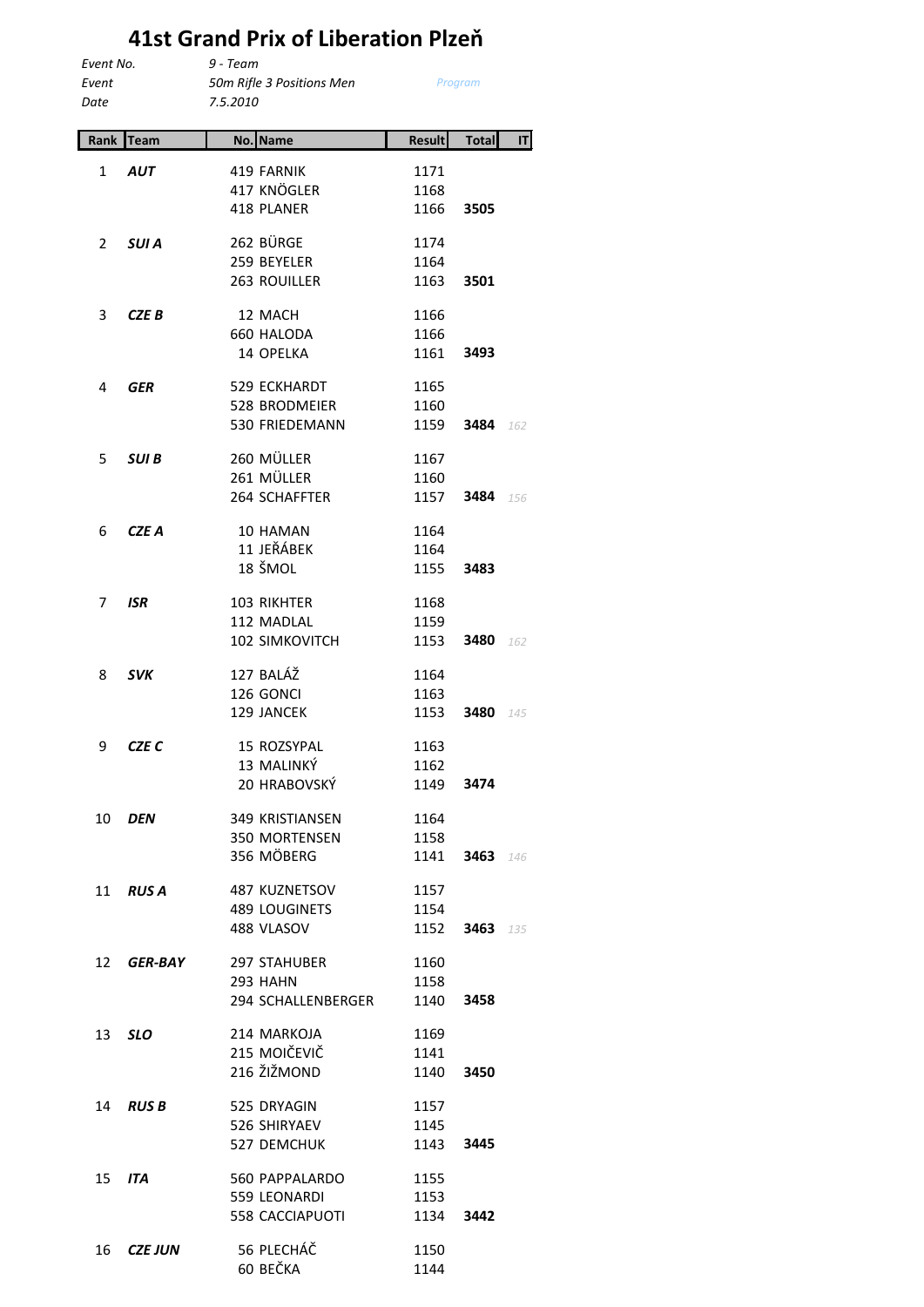# 41st Grand Prix of Liberation Plzeň

| | | |
|---|---|---|
| *Event No.* | *9 - Team* | |
| *Event* | *50m Rifle 3 Positions Men* | *Program* |
| *Date* | *7.5.2010* | |

| Rank | Team | No. | Name | Result | Total | IT |
|---|---|---|---|---|---|---|
| 1 | ***AUT*** | 419 | FARNIK | 1171 | | |
| | | 417 | KNÖGLER | 1168 | | |
| | | 418 | PLANER | 1166 | **3505** | |
| 2 | ***SUI A*** | 262 | BÜRGE | 1174 | | |
| | | 259 | BEYELER | 1164 | | |
| | | 263 | ROUILLER | 1163 | **3501** | |
| 3 | ***CZE B*** | 12 | MACH | 1166 | | |
| | | 660 | HALODA | 1166 | | |
| | | 14 | OPELKA | 1161 | **3493** | |
| 4 | ***GER*** | 529 | ECKHARDT | 1165 | | |
| | | 528 | BRODMEIER | 1160 | | |
| | | 530 | FRIEDEMANN | 1159 | **3484** | *162* |
| 5 | ***SUI B*** | 260 | MÜLLER | 1167 | | |
| | | 261 | MÜLLER | 1160 | | |
| | | 264 | SCHAFFTER | 1157 | **3484** | *156* |
| 6 | ***CZE A*** | 10 | HAMAN | 1164 | | |
| | | 11 | JEŘÁBEK | 1164 | | |
| | | 18 | ŠMOL | 1155 | **3483** | |
| 7 | ***ISR*** | 103 | RIKHTER | 1168 | | |
| | | 112 | MADLAL | 1159 | | |
| | | 102 | SIMKOVITCH | 1153 | **3480** | *162* |
| 8 | ***SVK*** | 127 | BALÁŽ | 1164 | | |
| | | 126 | GONCI | 1163 | | |
| | | 129 | JANCEK | 1153 | **3480** | *145* |
| 9 | ***CZE C*** | 15 | ROZSYPAL | 1163 | | |
| | | 13 | MALINKÝ | 1162 | | |
| | | 20 | HRABOVSKÝ | 1149 | **3474** | |
| 10 | ***DEN*** | 349 | KRISTIANSEN | 1164 | | |
| | | 350 | MORTENSEN | 1158 | | |
| | | 356 | MÖBERG | 1141 | **3463** | *146* |
| 11 | ***RUS A*** | 487 | KUZNETSOV | 1157 | | |
| | | 489 | LOUGINETS | 1154 | | |
| | | 488 | VLASOV | 1152 | **3463** | *135* |
| 12 | ***GER-BAY*** | 297 | STAHUBER | 1160 | | |
| | | 293 | HAHN | 1158 | | |
| | | 294 | SCHALLENBERGER | 1140 | **3458** | |
| 13 | ***SLO*** | 214 | MARKOJA | 1169 | | |
| | | 215 | MOIČEVIČ | 1141 | | |
| | | 216 | ŽIŽMOND | 1140 | **3450** | |
| 14 | ***RUS B*** | 525 | DRYAGIN | 1157 | | |
| | | 526 | SHIRYAEV | 1145 | | |
| | | 527 | DEMCHUK | 1143 | **3445** | |
| 15 | ***ITA*** | 560 | PAPPALARDO | 1155 | | |
| | | 559 | LEONARDI | 1153 | | |
| | | 558 | CACCIAPUOTI | 1134 | **3442** | |
| 16 | ***CZE JUN*** | 56 | PLECHÁČ | 1150 | | |
| | | 60 | BEČKA | 1144 | | |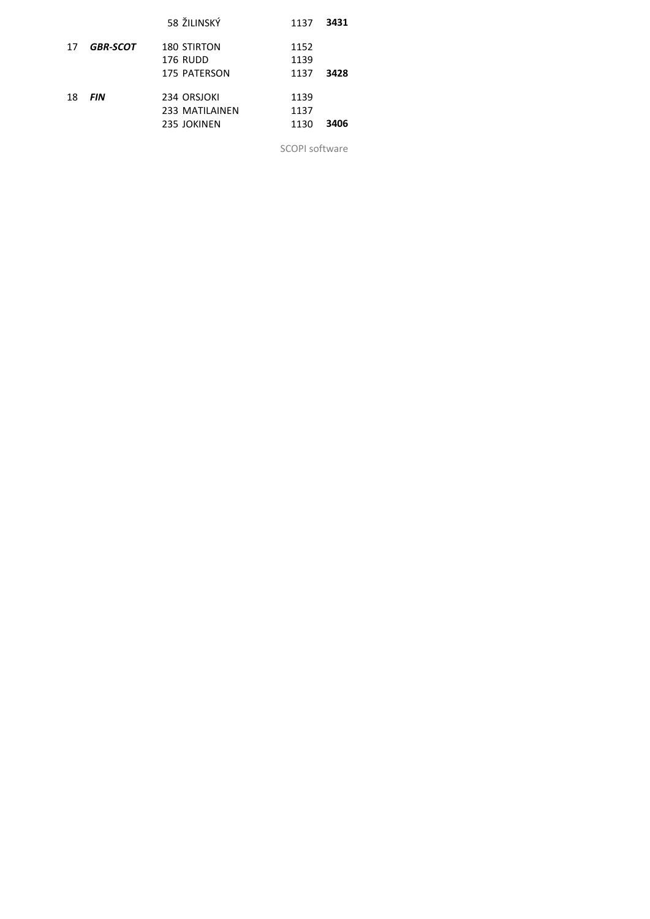| | | | | |
|---|---|---|---|---|
| | | 58 ŽILINSKÝ | 1137 | **3431** |
| 17 | ***GBR-SCOT*** | 180 STIRTON | 1152 | |
| | | 176 RUDD | 1139 | |
| | | 175 PATERSON | 1137 | **3428** |
| 18 | ***FIN*** | 234 ORSJOKI | 1139 | |
| | | 233 MATILAINEN | 1137 | |
| | | 235 JOKINEN | 1130 | **3406** |

SCOPI software